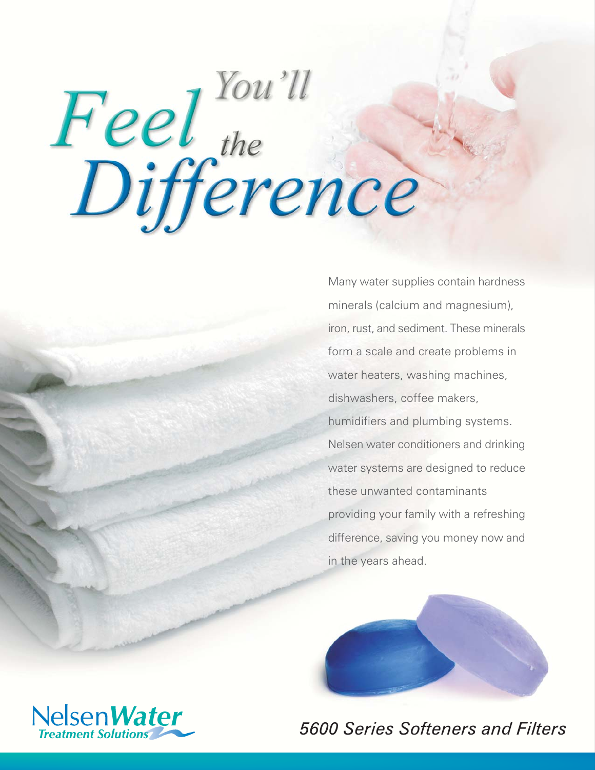# *You'll Feel the Difference*

Many water supplies contain hardness minerals (calcium and magnesium), iron, rust, and sediment. These minerals form a scale and create problems in water heaters, washing machines, dishwashers, coffee makers, humidifiers and plumbing systems. Nelsen water conditioners and drinking water systems are designed to reduce these unwanted contaminants providing your family with a refreshing difference, saving you money now and in the years ahead.

Nelsen**Water** *Treatment Solutions*

*5600 Series Softeners and Filters*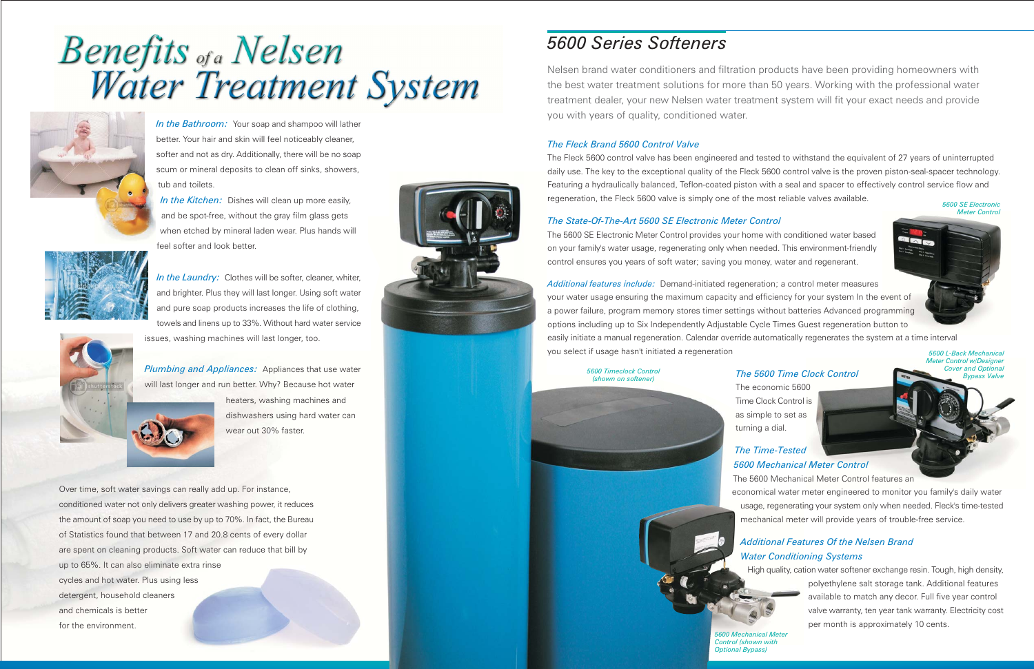# Benefits of a Nelsen Water Treatment System

*In the Bathroom:* Your soap and shampoo will lather better. Your hair and skin will feel noticeably cleaner, softer and not as dry. Additionally, there will be no soap scum or mineral deposits to clean off sinks, showers, tub and toilets.

*In the Kitchen:* Dishes will clean up more easily, and be spot-free, without the gray film glass gets when etched by mineral laden wear. Plus hands will feel softer and look better.

*In the Laundry:* Clothes will be softer, cleaner, whiter, and brighter. Plus they will last longer. Using soft water and pure soap products increases the life of clothing, towels and linens up to 33%. Without hard water service issues, washing machines will last longer, too.

*Plumbing and Appliances:* Appliances that use water will last longer and run better. Why? Because hot water heaters, washing machines and dishwashers using hard water can wear out 30% faster.

Over time, soft water savings can really add up. For instance, conditioned water not only delivers greater washing power, it reduces the amount of soap you need to use by up to 70%. In fact, the Bureau of Statistics found that between 17 and 20.8 cents of every dollar are spent on cleaning products. Soft water can reduce that bill by up to 65%. It can also eliminate extra rinse cycles and hot water. Plus using less detergent, household cleaners and chemicals is better for the environment.

# 5600 Series Softeners

Nelsen brand water conditioners and filtration products have been providing homeowners with the best water treatment solutions for more than 50 years. Working with the professional water treatment dealer, your new Nelsen water treatment system will fit your exact needs and provide you with years of quality, conditioned water.

### *The Fleck Brand 5600 Control Valve*

The Fleck 5600 control valve has been engineered and tested to withstand the equivalent of 27 years of uninterrupted daily use. The key to the exceptional quality of the Fleck 5600 control valve is the proven piston-seal-spacer technology. Featuring a hydraulically balanced, Teflon-coated piston with a seal and spacer to effectively control service flow and regeneration, the Fleck 5600 valve is simply one of the most reliable valves available.

### *The State-Of-The-Art 5600 SE Electronic Meter Control*

The 5600 SE Electronic Meter Control provides your home with conditioned water based on your family's water usage, regenerating only when needed. This environment-friendly control ensures you years of soft water; saving you money, water and regenerant.

*5600 SE Electronic Meter Control*

*Additional features include:* Demand-initiated regeneration; a control meter measures your water usage ensuring the maximum capacity and efficiency for your system In the event of a power failure, program memory stores timer settings without batteries Advanced programming options including up to Six Independently Adjustable Cycle Times Guest regeneration button to easily initiate a manual regeneration. Calendar override automatically regenerates the system at a time interval you select if usage hasn't initiated a regeneration

*5600 Timeclock Control (shown on softener)*

### *The 5600 Time Clock Control*

The economic 5600 Time Clock Control is as simple to set as turning a dial.

*5600 L-Back Mechanical Meter Control w/Designer Cover and Optional Bypass Valve*

### *The Time-Tested 5600 Mechanical Meter Control*

The 5600 Mechanical Meter Control features an economical water meter engineered to monitor you family's daily water usage, regenerating your system only when needed. Fleck's time-tested mechanical meter will provide years of trouble-free service.

### *Additional Features Of the Nelsen Brand Water Conditioning Systems*

High quality, cation water softener exchange resin. Tough, high density, polyethylene salt storage tank. Additional features available to match any decor. Full five year control valve warranty, ten year tank warranty. Electricity cost per month is approximately 10 cents.

*5600 Mechanical Meter Control (shown with Optional Bypass)*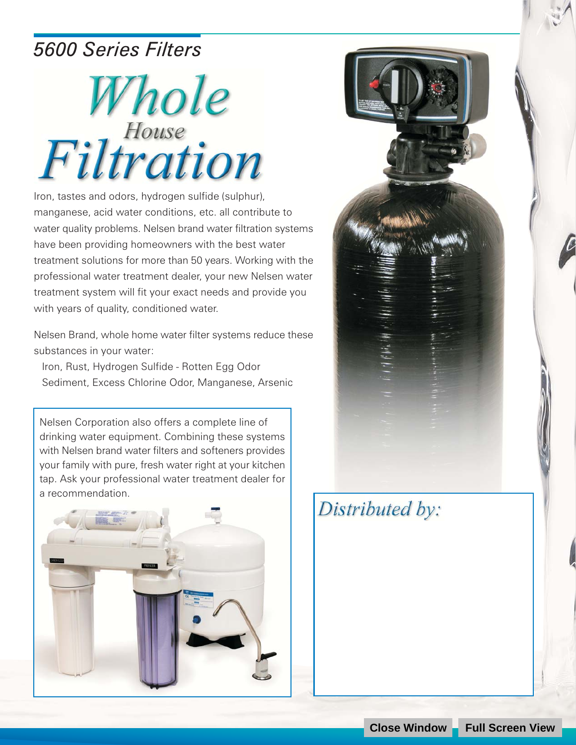## 5600 Series Filters

# Whole House Filtration

Iron, tastes and odors, hydrogen sulfide (sulphur), manganese, acid water conditions, etc. all contribute to water quality problems. Nelsen brand water filtration systems have been providing homeowners with the best water treatment solutions for more than 50 years. Working with the professional water treatment dealer, your new Nelsen water treatment system will fit your exact needs and provide you with years of quality, conditioned water.

Nelsen Brand, whole home water filter systems reduce these substances in your water:

Iron, Rust, Hydrogen Sulfide - Rotten Egg Odor
Sediment, Excess Chlorine Odor, Manganese, Arsenic

Nelsen Corporation also offers a complete line of drinking water equipment. Combining these systems with Nelsen brand water filters and softeners provides your family with pure, fresh water right at your kitchen tap. Ask your professional water treatment dealer for a recommendation.

*Distributed by:*

Close Window Full Screen View